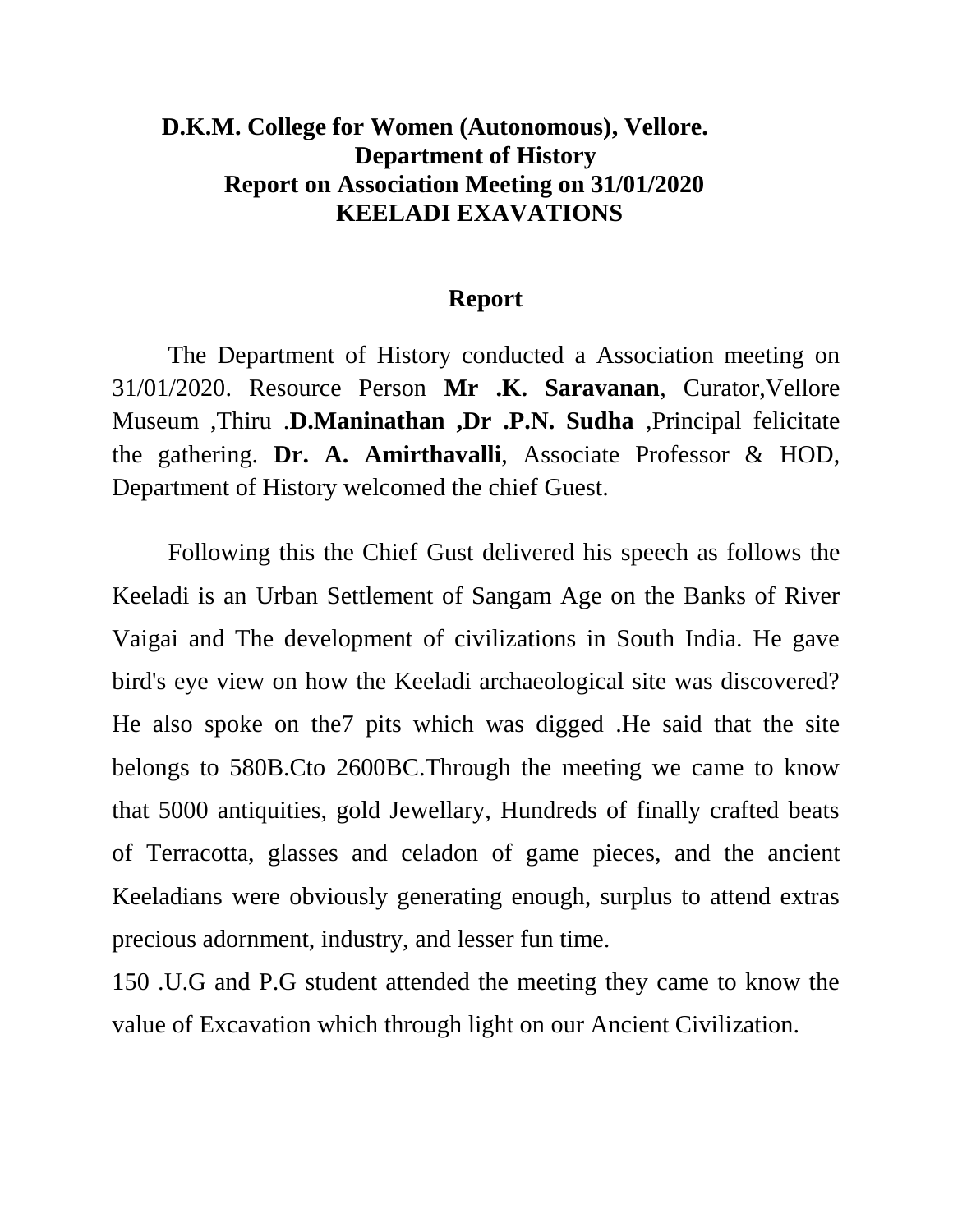# D.K.M. College for Women (Autonomous), Vellore.

## Department of History

## Report on Association Meeting on 31/01/2020

## KEELADI EXAVATIONS

### Report

The Department of History conducted a Association meeting on 31/01/2020. Resource Person **Mr .K. Saravanan**, Curator,Vellore Museum ,Thiru .**D.Maninathan ,Dr .P.N. Sudha** ,Principal felicitate the gathering. **Dr. A. Amirthavalli**, Associate Professor & HOD, Department of History welcomed the chief Guest.

Following this the Chief Gust delivered his speech as follows the Keeladi is an Urban Settlement of Sangam Age on the Banks of River Vaigai and The development of civilizations in South India. He gave bird's eye view on how the Keeladi archaeological site was discovered? He also spoke on the7 pits which was digged .He said that the site belongs to 580B.Cto 2600BC.Through the meeting we came to know that 5000 antiquities, gold Jewellary, Hundreds of finally crafted beats of Terracotta, glasses and celadon of game pieces, and the ancient Keeladians were obviously generating enough, surplus to attend extras precious adornment, industry, and lesser fun time.

150 .U.G and P.G student attended the meeting they came to know the value of Excavation which through light on our Ancient Civilization.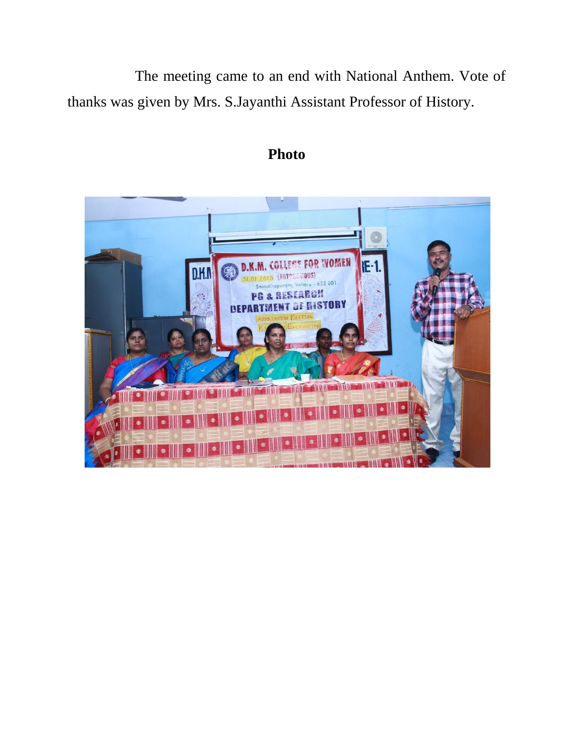The meeting came to an end with National Anthem. Vote of thanks was given by Mrs. S.Jayanthi Assistant Professor of History.

**Photo**